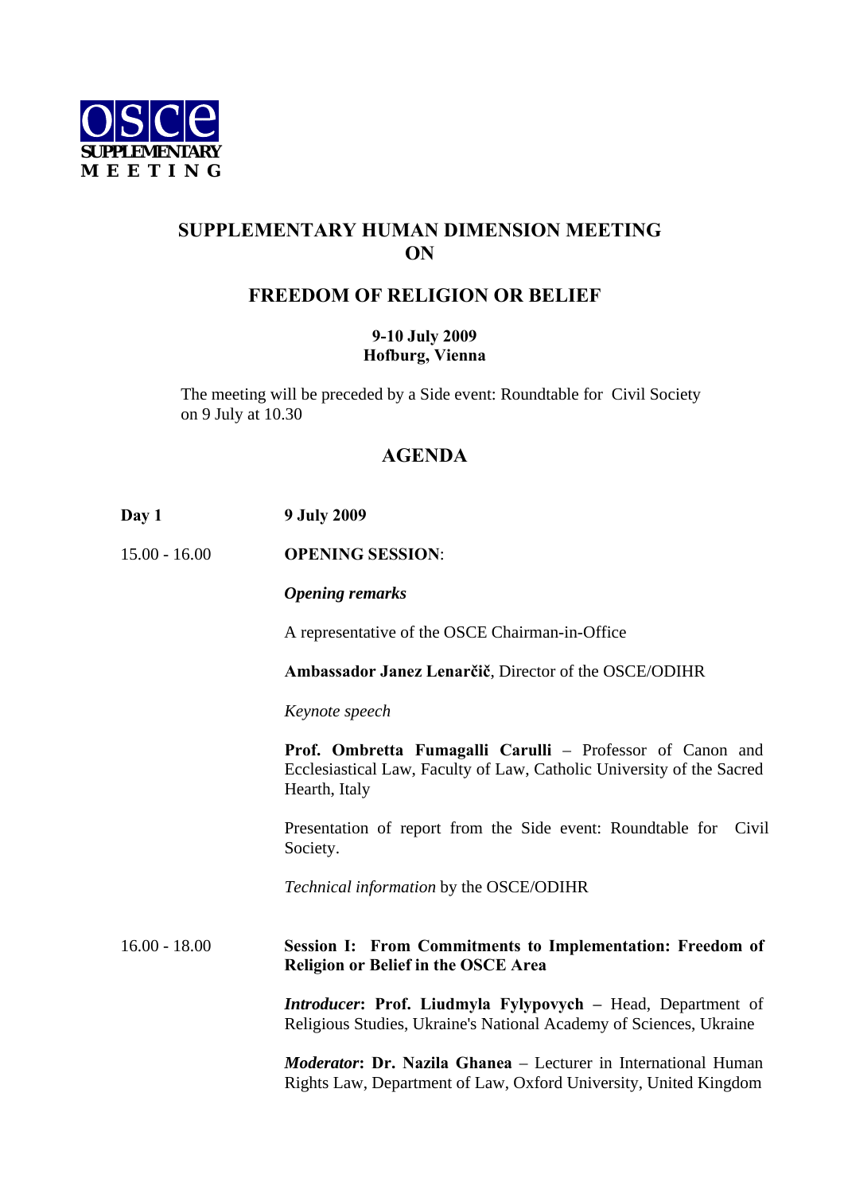OSCE SUPPLEMENTARY MEETING

# SUPPLEMENTARY HUMAN DIMENSION MEETING ON

# FREEDOM OF RELIGION OR BELIEF

**9-10 July 2009**
**Hofburg, Vienna**

The meeting will be preceded by a Side event: Roundtable for Civil Society on 9 July at 10.30

## AGENDA

**Day 1** — **9 July 2009**

**15.00 - 16.00** — **OPENING SESSION**:

***Opening remarks***

A representative of the OSCE Chairman-in-Office

**Ambassador Janez Lenarčič**, Director of the OSCE/ODIHR

*Keynote speech*

**Prof. Ombretta Fumagalli Carulli** – Professor of Canon and Ecclesiastical Law, Faculty of Law, Catholic University of the Sacred Hearth, Italy

Presentation of report from the Side event: Roundtable for Civil Society.

*Technical information* by the OSCE/ODIHR

**16.00 - 18.00** — **Session I: From Commitments to Implementation: Freedom of Religion or Belief in the OSCE Area**

***Introducer*: Prof. Liudmyla Fylypovych –** Head, Department of Religious Studies, Ukraine's National Academy of Sciences, Ukraine

***Moderator*: Dr. Nazila Ghanea** – Lecturer in International Human Rights Law, Department of Law, Oxford University, United Kingdom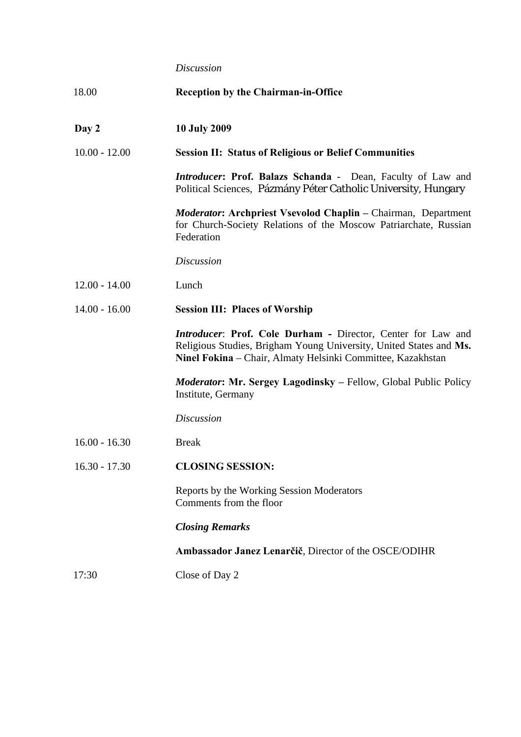| | |
|---|---|
| | *Discussion* |
| 18.00 | **Reception by the Chairman-in-Office** |
| **Day 2** | **10 July 2009** |
| 10.00 - 12.00 | **Session II: Status of Religious or Belief Communities** |
| | ***Introducer*: Prof. Balazs Schanda** - Dean, Faculty of Law and Political Sciences, Pázmány Péter Catholic University, Hungary |
| | ***Moderator*: Archpriest Vsevolod Chaplin –** Chairman, Department for Church-Society Relations of the Moscow Patriarchate, Russian Federation |
| | *Discussion* |
| 12.00 - 14.00 | Lunch |
| 14.00 - 16.00 | **Session III: Places of Worship** |
| | ***Introducer***: **Prof. Cole Durham -** Director, Center for Law and Religious Studies, Brigham Young University, United States and **Ms. Ninel Fokina** – Chair, Almaty Helsinki Committee, Kazakhstan |
| | ***Moderator*: Mr. Sergey Lagodinsky –** Fellow, Global Public Policy Institute, Germany |
| | *Discussion* |
| 16.00 - 16.30 | Break |
| 16.30 - 17.30 | **CLOSING SESSION:** |
| | Reports by the Working Session Moderators<br>Comments from the floor |
| | ***Closing Remarks*** |
| | **Ambassador Janez Lenarčič**, Director of the OSCE/ODIHR |
| 17:30 | Close of Day 2 |